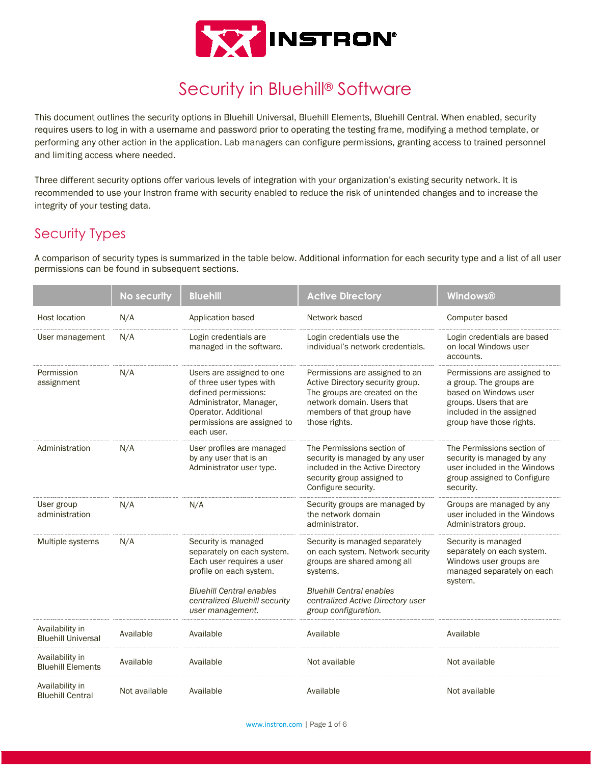# Security in Bluehill® Software

This document outlines the security options in Bluehill Universal, Bluehill Elements, Bluehill Central. When enabled, security requires users to log in with a username and password prior to operating the testing frame, modifying a method template, or performing any other action in the application. Lab managers can configure permissions, granting access to trained personnel and limiting access where needed.

Three different security options offer various levels of integration with your organization's existing security network. It is recommended to use your Instron frame with security enabled to reduce the risk of unintended changes and to increase the integrity of your testing data.

## Security Types

A comparison of security types is summarized in the table below. Additional information for each security type and a list of all user permissions can be found in subsequent sections.

| | No security | Bluehill | Active Directory | Windows® |
|---|---|---|---|---|
| Host location | N/A | Application based | Network based | Computer based |
| User management | N/A | Login credentials are managed in the software. | Login credentials use the individual's network credentials. | Login credentials are based on local Windows user accounts. |
| Permission assignment | N/A | Users are assigned to one of three user types with defined permissions: Administrator, Manager, Operator. Additional permissions are assigned to each user. | Permissions are assigned to an Active Directory security group. The groups are created on the network domain. Users that members of that group have those rights. | Permissions are assigned to a group. The groups are based on Windows user groups. Users that are included in the assigned group have those rights. |
| Administration | N/A | User profiles are managed by any user that is an Administrator user type. | The Permissions section of security is managed by any user included in the Active Directory security group assigned to Configure security. | The Permissions section of security is managed by any user included in the Windows group assigned to Configure security. |
| User group administration | N/A | N/A | Security groups are managed by the network domain administrator. | Groups are managed by any user included in the Windows Administrators group. |
| Multiple systems | N/A | Security is managed separately on each system. Each user requires a user profile on each system.<br><br>*Bluehill Central enables centralized Bluehill security user management.* | Security is managed separately on each system. Network security groups are shared among all systems.<br><br>*Bluehill Central enables centralized Active Directory user group configuration.* | Security is managed separately on each system. Windows user groups are managed separately on each system. |
| Availability in Bluehill Universal | Available | Available | Available | Available |
| Availability in Bluehill Elements | Available | Available | Not available | Not available |
| Availability in Bluehill Central | Not available | Available | Available | Not available |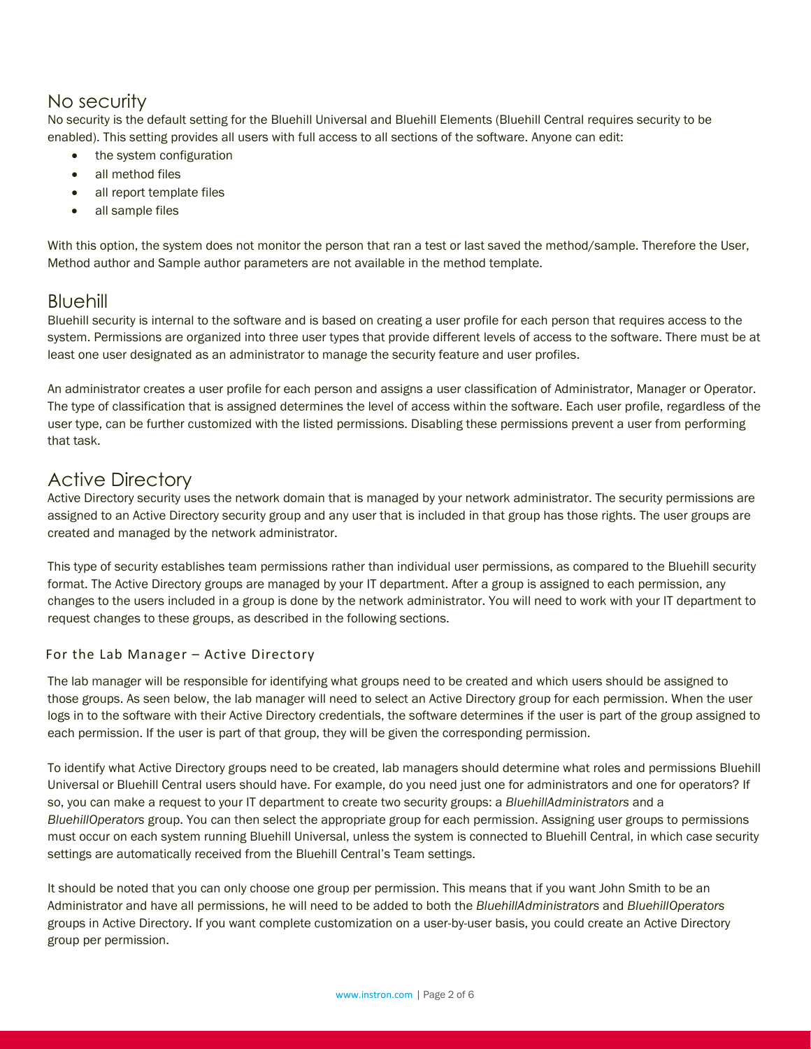## No security

No security is the default setting for the Bluehill Universal and Bluehill Elements (Bluehill Central requires security to be enabled). This setting provides all users with full access to all sections of the software. Anyone can edit:

- the system configuration
- all method files
- all report template files
- all sample files

With this option, the system does not monitor the person that ran a test or last saved the method/sample. Therefore the User, Method author and Sample author parameters are not available in the method template.

## Bluehill

Bluehill security is internal to the software and is based on creating a user profile for each person that requires access to the system. Permissions are organized into three user types that provide different levels of access to the software. There must be at least one user designated as an administrator to manage the security feature and user profiles.

An administrator creates a user profile for each person and assigns a user classification of Administrator, Manager or Operator. The type of classification that is assigned determines the level of access within the software. Each user profile, regardless of the user type, can be further customized with the listed permissions. Disabling these permissions prevent a user from performing that task.

## Active Directory

Active Directory security uses the network domain that is managed by your network administrator. The security permissions are assigned to an Active Directory security group and any user that is included in that group has those rights. The user groups are created and managed by the network administrator.

This type of security establishes team permissions rather than individual user permissions, as compared to the Bluehill security format. The Active Directory groups are managed by your IT department. After a group is assigned to each permission, any changes to the users included in a group is done by the network administrator. You will need to work with your IT department to request changes to these groups, as described in the following sections.

### For the Lab Manager – Active Directory

The lab manager will be responsible for identifying what groups need to be created and which users should be assigned to those groups. As seen below, the lab manager will need to select an Active Directory group for each permission. When the user logs in to the software with their Active Directory credentials, the software determines if the user is part of the group assigned to each permission. If the user is part of that group, they will be given the corresponding permission.

To identify what Active Directory groups need to be created, lab managers should determine what roles and permissions Bluehill Universal or Bluehill Central users should have. For example, do you need just one for administrators and one for operators? If so, you can make a request to your IT department to create two security groups: a *BluehillAdministrators* and a *BluehillOperators* group. You can then select the appropriate group for each permission. Assigning user groups to permissions must occur on each system running Bluehill Universal, unless the system is connected to Bluehill Central, in which case security settings are automatically received from the Bluehill Central's Team settings.

It should be noted that you can only choose one group per permission. This means that if you want John Smith to be an Administrator and have all permissions, he will need to be added to both the *BluehillAdministrators* and *BluehillOperators* groups in Active Directory. If you want complete customization on a user-by-user basis, you could create an Active Directory group per permission.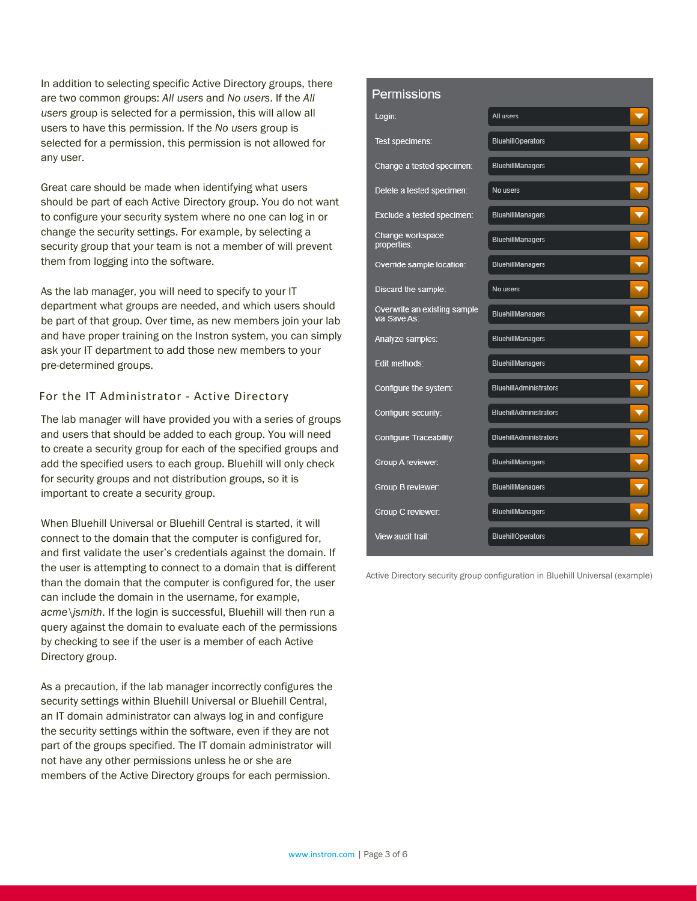In addition to selecting specific Active Directory groups, there are two common groups: *All users* and *No users*. If the *All users* group is selected for a permission, this will allow all users to have this permission. If the *No users* group is selected for a permission, this permission is not allowed for any user.

Great care should be made when identifying what users should be part of each Active Directory group. You do not want to configure your security system where no one can log in or change the security settings. For example, by selecting a security group that your team is not a member of will prevent them from logging into the software.

As the lab manager, you will need to specify to your IT department what groups are needed, and which users should be part of that group. Over time, as new members join your lab and have proper training on the Instron system, you can simply ask your IT department to add those new members to your pre-determined groups.

## For the IT Administrator - Active Directory

The lab manager will have provided you with a series of groups and users that should be added to each group. You will need to create a security group for each of the specified groups and add the specified users to each group. Bluehill will only check for security groups and not distribution groups, so it is important to create a security group.

When Bluehill Universal or Bluehill Central is started, it will connect to the domain that the computer is configured for, and first validate the user's credentials against the domain. If the user is attempting to connect to a domain that is different than the domain that the computer is configured for, the user can include the domain in the username, for example, *acme\jsmith*. If the login is successful, Bluehill will then run a query against the domain to evaluate each of the permissions by checking to see if the user is a member of each Active Directory group.

As a precaution, if the lab manager incorrectly configures the security settings within Bluehill Universal or Bluehill Central, an IT domain administrator can always log in and configure the security settings within the software, even if they are not part of the groups specified. The IT domain administrator will not have any other permissions unless he or she are members of the Active Directory groups for each permission.

**Permissions**

| Permission | Group |
|---|---|
| Login: | All users |
| Test specimens: | BluehillOperators |
| Change a tested specimen: | BluehillManagers |
| Delete a tested specimen: | No users |
| Exclude a tested specimen: | BluehillManagers |
| Change workspace properties: | BluehillManagers |
| Override sample location: | BluehillManagers |
| Discard the sample: | No users |
| Overwrite an existing sample via Save As: | BluehillManagers |
| Analyze samples: | BluehillManagers |
| Edit methods: | BluehillManagers |
| Configure the system: | BluehillAdministrators |
| Configure security: | BluehillAdministrators |
| Configure Traceability: | BluehillAdministrators |
| Group A reviewer: | BluehillManagers |
| Group B reviewer: | BluehillManagers |
| Group C reviewer: | BluehillManagers |
| View audit trail: | BluehillOperators |

Active Directory security group configuration in Bluehill Universal (example)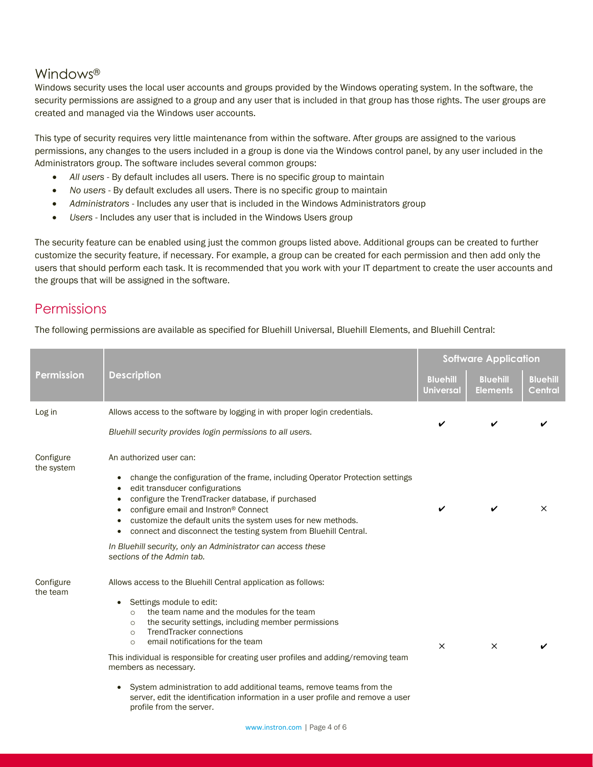## Windows®

Windows security uses the local user accounts and groups provided by the Windows operating system. In the software, the security permissions are assigned to a group and any user that is included in that group has those rights. The user groups are created and managed via the Windows user accounts.

This type of security requires very little maintenance from within the software. After groups are assigned to the various permissions, any changes to the users included in a group is done via the Windows control panel, by any user included in the Administrators group. The software includes several common groups:

- *All users* - By default includes all users. There is no specific group to maintain
- *No users* - By default excludes all users. There is no specific group to maintain
- *Administrators* - Includes any user that is included in the Windows Administrators group
- *Users* - Includes any user that is included in the Windows Users group

The security feature can be enabled using just the common groups listed above. Additional groups can be created to further customize the security feature, if necessary. For example, a group can be created for each permission and then add only the users that should perform each task. It is recommended that you work with your IT department to create the user accounts and the groups that will be assigned in the software.

# Permissions

The following permissions are available as specified for Bluehill Universal, Bluehill Elements, and Bluehill Central:

| Permission | Description | Software Application | | |
|---|---|---|---|---|
| | | Bluehill Universal | Bluehill Elements | Bluehill Central |
| Log in | Allows access to the software by logging in with proper login credentials.<br><br>*Bluehill security provides login permissions to all users.* | ✔ | ✔ | ✔ |
| Configure the system | An authorized user can:<br><br>• change the configuration of the frame, including Operator Protection settings<br>• edit transducer configurations<br>• configure the TrendTracker database, if purchased<br>• configure email and Instron® Connect<br>• customize the default units the system uses for new methods.<br>• connect and disconnect the testing system from Bluehill Central.<br><br>*In Bluehill security, only an Administrator can access these sections of the Admin tab.* | ✔ | ✔ | × |
| Configure the team | Allows access to the Bluehill Central application as follows:<br><br>• Settings module to edit:<br>&nbsp;&nbsp;○ the team name and the modules for the team<br>&nbsp;&nbsp;○ the security settings, including member permissions<br>&nbsp;&nbsp;○ TrendTracker connections<br>&nbsp;&nbsp;○ email notifications for the team<br><br>This individual is responsible for creating user profiles and adding/removing team members as necessary.<br><br>• System administration to add additional teams, remove teams from the server, edit the identification information in a user profile and remove a user profile from the server. | × | × | ✔ |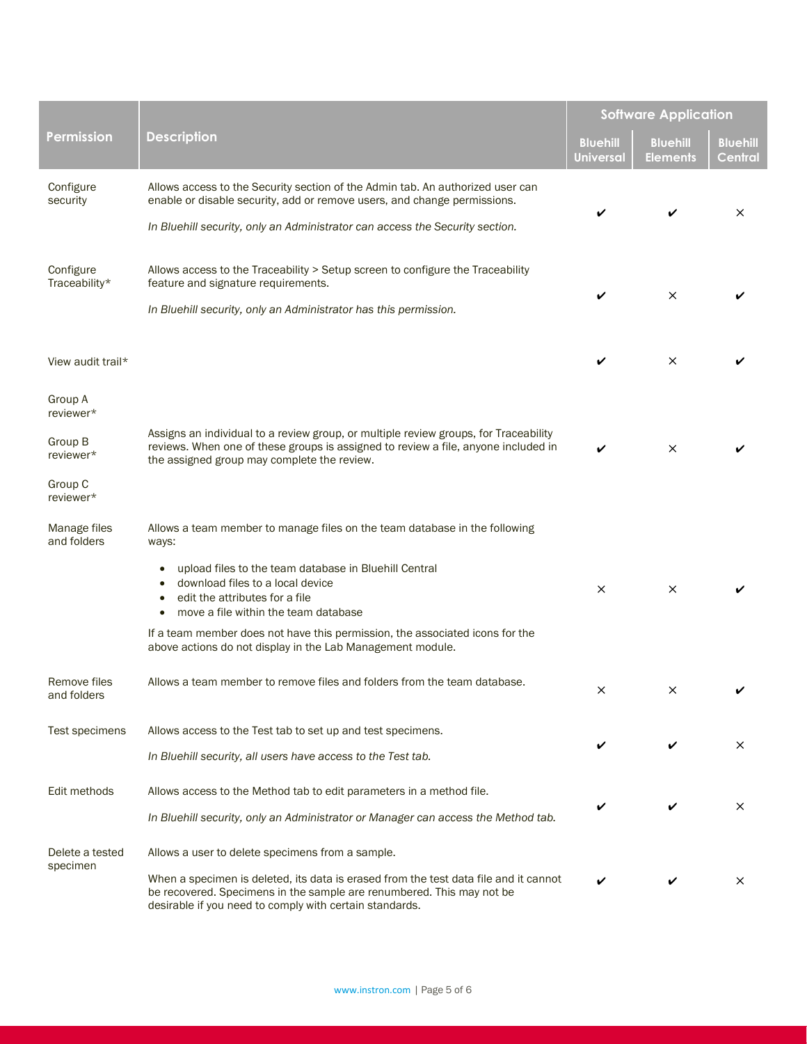| Permission | Description | Software Application | | |
|---|---|---|---|---|
| | | Bluehill Universal | Bluehill Elements | Bluehill Central |
| Configure security | Allows access to the Security section of the Admin tab. An authorized user can enable or disable security, add or remove users, and change permissions.<br><br>*In Bluehill security, only an Administrator can access the Security section.* | ✔ | ✔ | × |
| Configure Traceability* | Allows access to the Traceability > Setup screen to configure the Traceability feature and signature requirements.<br><br>*In Bluehill security, only an Administrator has this permission.* | ✔ | × | ✔ |
| View audit trail* | | ✔ | × | ✔ |
| Group A reviewer*<br><br>Group B reviewer*<br><br>Group C reviewer* | Assigns an individual to a review group, or multiple review groups, for Traceability reviews. When one of these groups is assigned to review a file, anyone included in the assigned group may complete the review. | ✔ | × | ✔ |
| Manage files and folders | Allows a team member to manage files on the team database in the following ways:<br><br>• upload files to the team database in Bluehill Central<br>• download files to a local device<br>• edit the attributes for a file<br>• move a file within the team database<br><br>If a team member does not have this permission, the associated icons for the above actions do not display in the Lab Management module. | × | × | ✔ |
| Remove files and folders | Allows a team member to remove files and folders from the team database. | × | × | ✔ |
| Test specimens | Allows access to the Test tab to set up and test specimens.<br><br>*In Bluehill security, all users have access to the Test tab.* | ✔ | ✔ | × |
| Edit methods | Allows access to the Method tab to edit parameters in a method file.<br><br>*In Bluehill security, only an Administrator or Manager can access the Method tab.* | ✔ | ✔ | × |
| Delete a tested specimen | Allows a user to delete specimens from a sample.<br><br>When a specimen is deleted, its data is erased from the test data file and it cannot be recovered. Specimens in the sample are renumbered. This may not be desirable if you need to comply with certain standards. | ✔ | ✔ | × |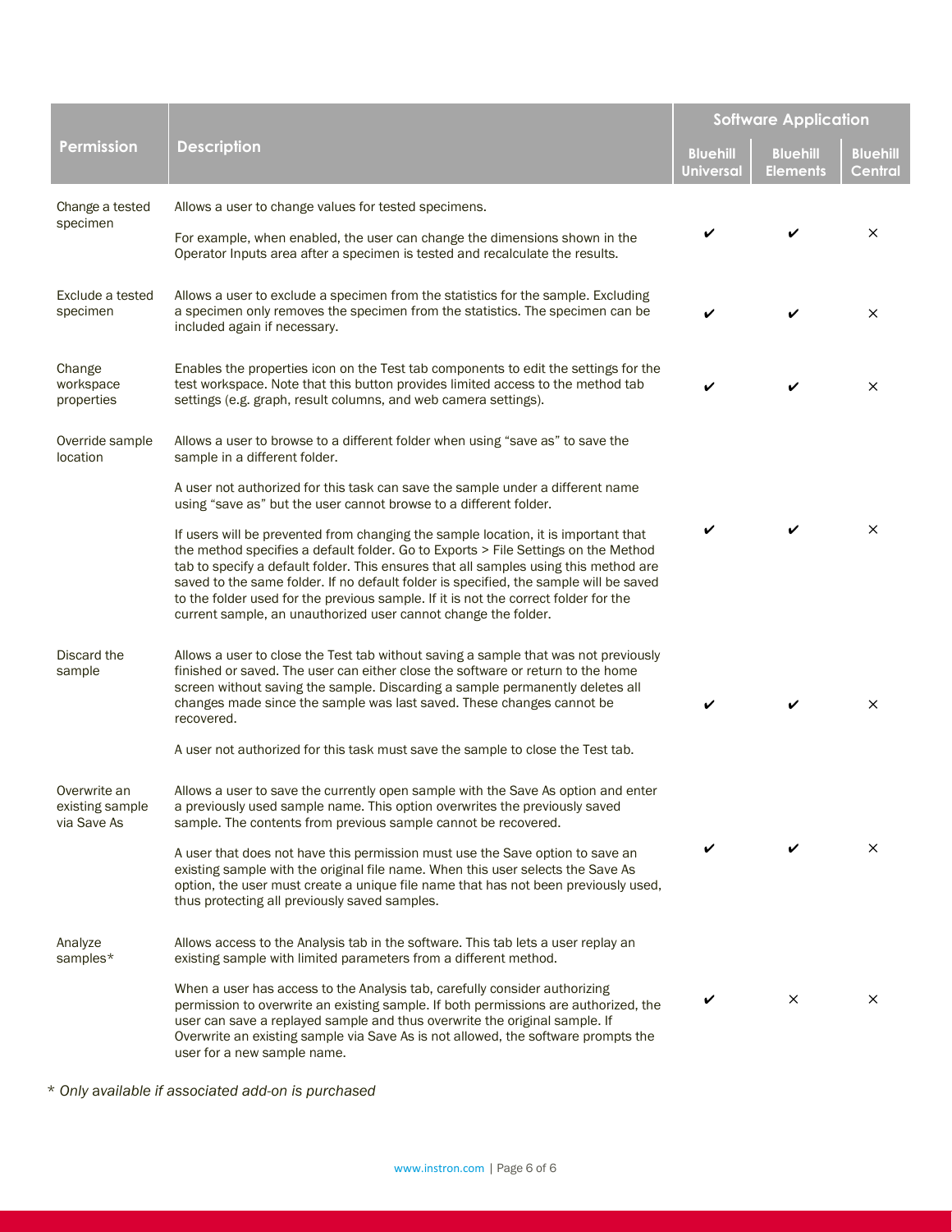| Permission | Description | Software Application | | |
|---|---|---|---|---|
| | | Bluehill Universal | Bluehill Elements | Bluehill Central |
| Change a tested specimen | Allows a user to change values for tested specimens.<br><br>For example, when enabled, the user can change the dimensions shown in the Operator Inputs area after a specimen is tested and recalculate the results. | ✔ | ✔ | × |
| Exclude a tested specimen | Allows a user to exclude a specimen from the statistics for the sample. Excluding a specimen only removes the specimen from the statistics. The specimen can be included again if necessary. | ✔ | ✔ | × |
| Change workspace properties | Enables the properties icon on the Test tab components to edit the settings for the test workspace. Note that this button provides limited access to the method tab settings (e.g. graph, result columns, and web camera settings). | ✔ | ✔ | × |
| Override sample location | Allows a user to browse to a different folder when using "save as" to save the sample in a different folder.<br><br>A user not authorized for this task can save the sample under a different name using "save as" but the user cannot browse to a different folder.<br><br>If users will be prevented from changing the sample location, it is important that the method specifies a default folder. Go to Exports > File Settings on the Method tab to specify a default folder. This ensures that all samples using this method are saved to the same folder. If no default folder is specified, the sample will be saved to the folder used for the previous sample. If it is not the correct folder for the current sample, an unauthorized user cannot change the folder. | ✔ | ✔ | × |
| Discard the sample | Allows a user to close the Test tab without saving a sample that was not previously finished or saved. The user can either close the software or return to the home screen without saving the sample. Discarding a sample permanently deletes all changes made since the sample was last saved. These changes cannot be recovered.<br><br>A user not authorized for this task must save the sample to close the Test tab. | ✔ | ✔ | × |
| Overwrite an existing sample via Save As | Allows a user to save the currently open sample with the Save As option and enter a previously used sample name. This option overwrites the previously saved sample. The contents from previous sample cannot be recovered.<br><br>A user that does not have this permission must use the Save option to save an existing sample with the original file name. When this user selects the Save As option, the user must create a unique file name that has not been previously used, thus protecting all previously saved samples. | ✔ | ✔ | × |
| Analyze samples* | Allows access to the Analysis tab in the software. This tab lets a user replay an existing sample with limited parameters from a different method.<br><br>When a user has access to the Analysis tab, carefully consider authorizing permission to overwrite an existing sample. If both permissions are authorized, the user can save a replayed sample and thus overwrite the original sample. If Overwrite an existing sample via Save As is not allowed, the software prompts the user for a new sample name. | ✔ | × | × |

*\* Only available if associated add-on is purchased*